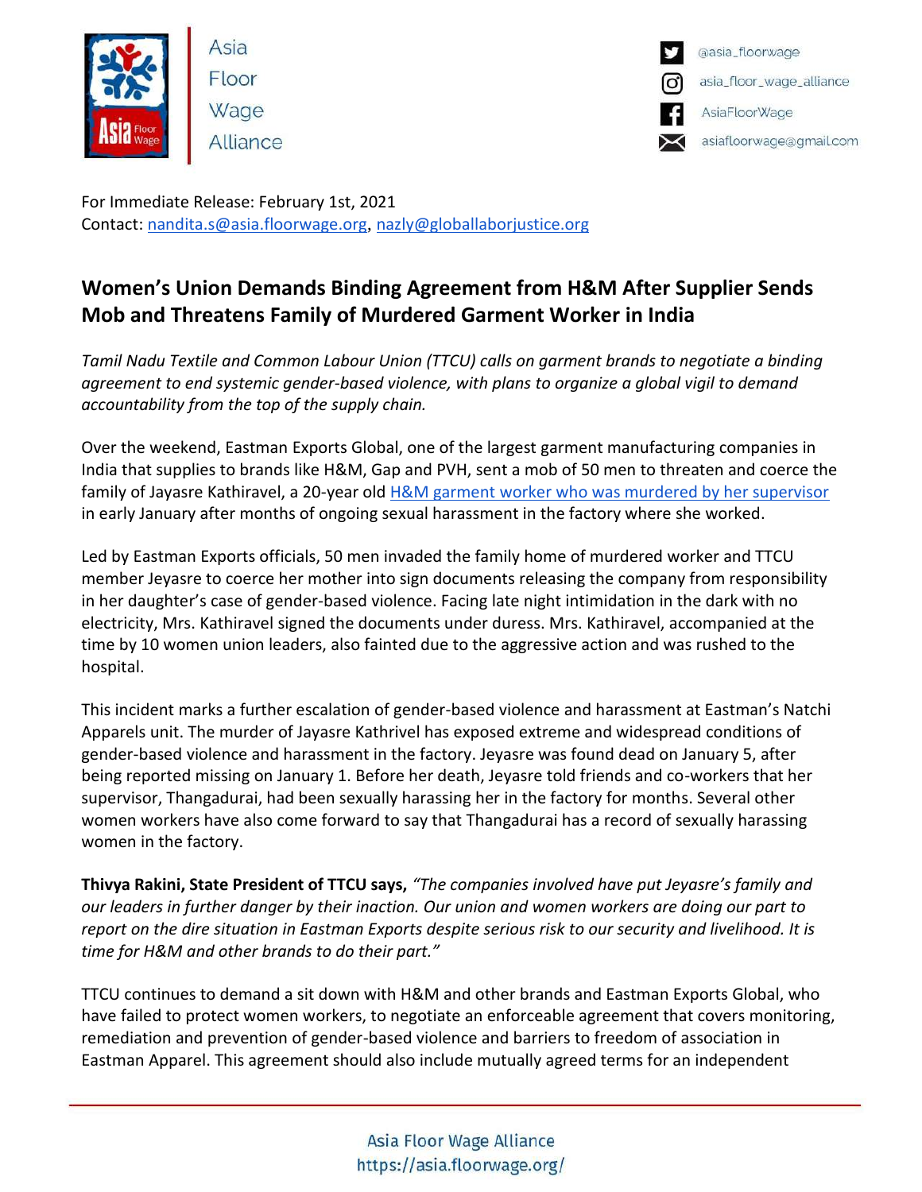Asia Floor Wage Alliance

@asia_floorwage
asia_floor_wage_alliance
AsiaFloorWage
asiafloorwage@gmail.com

For Immediate Release: February 1st, 2021
Contact: nandita.s@asia.floorwage.org, nazly@globallaborjustice.org

## Women's Union Demands Binding Agreement from H&M After Supplier Sends Mob and Threatens Family of Murdered Garment Worker in India

*Tamil Nadu Textile and Common Labour Union (TTCU) calls on garment brands to negotiate a binding agreement to end systemic gender-based violence, with plans to organize a global vigil to demand accountability from the top of the supply chain.*

Over the weekend, Eastman Exports Global, one of the largest garment manufacturing companies in India that supplies to brands like H&M, Gap and PVH, sent a mob of 50 men to threaten and coerce the family of Jayasre Kathiravel, a 20-year old H&M garment worker who was murdered by her supervisor in early January after months of ongoing sexual harassment in the factory where she worked.

Led by Eastman Exports officials, 50 men invaded the family home of murdered worker and TTCU member Jeyasre to coerce her mother into sign documents releasing the company from responsibility in her daughter's case of gender-based violence. Facing late night intimidation in the dark with no electricity, Mrs. Kathiravel signed the documents under duress. Mrs. Kathiravel, accompanied at the time by 10 women union leaders, also fainted due to the aggressive action and was rushed to the hospital.

This incident marks a further escalation of gender-based violence and harassment at Eastman's Natchi Apparels unit. The murder of Jayasre Kathrivel has exposed extreme and widespread conditions of gender-based violence and harassment in the factory. Jeyasre was found dead on January 5, after being reported missing on January 1. Before her death, Jeyasre told friends and co-workers that her supervisor, Thangadurai, had been sexually harassing her in the factory for months. Several other women workers have also come forward to say that Thangadurai has a record of sexually harassing women in the factory.

**Thivya Rakini, State President of TTCU says,** *"The companies involved have put Jeyasre's family and our leaders in further danger by their inaction. Our union and women workers are doing our part to report on the dire situation in Eastman Exports despite serious risk to our security and livelihood. It is time for H&M and other brands to do their part."*

TTCU continues to demand a sit down with H&M and other brands and Eastman Exports Global, who have failed to protect women workers, to negotiate an enforceable agreement that covers monitoring, remediation and prevention of gender-based violence and barriers to freedom of association in Eastman Apparel. This agreement should also include mutually agreed terms for an independent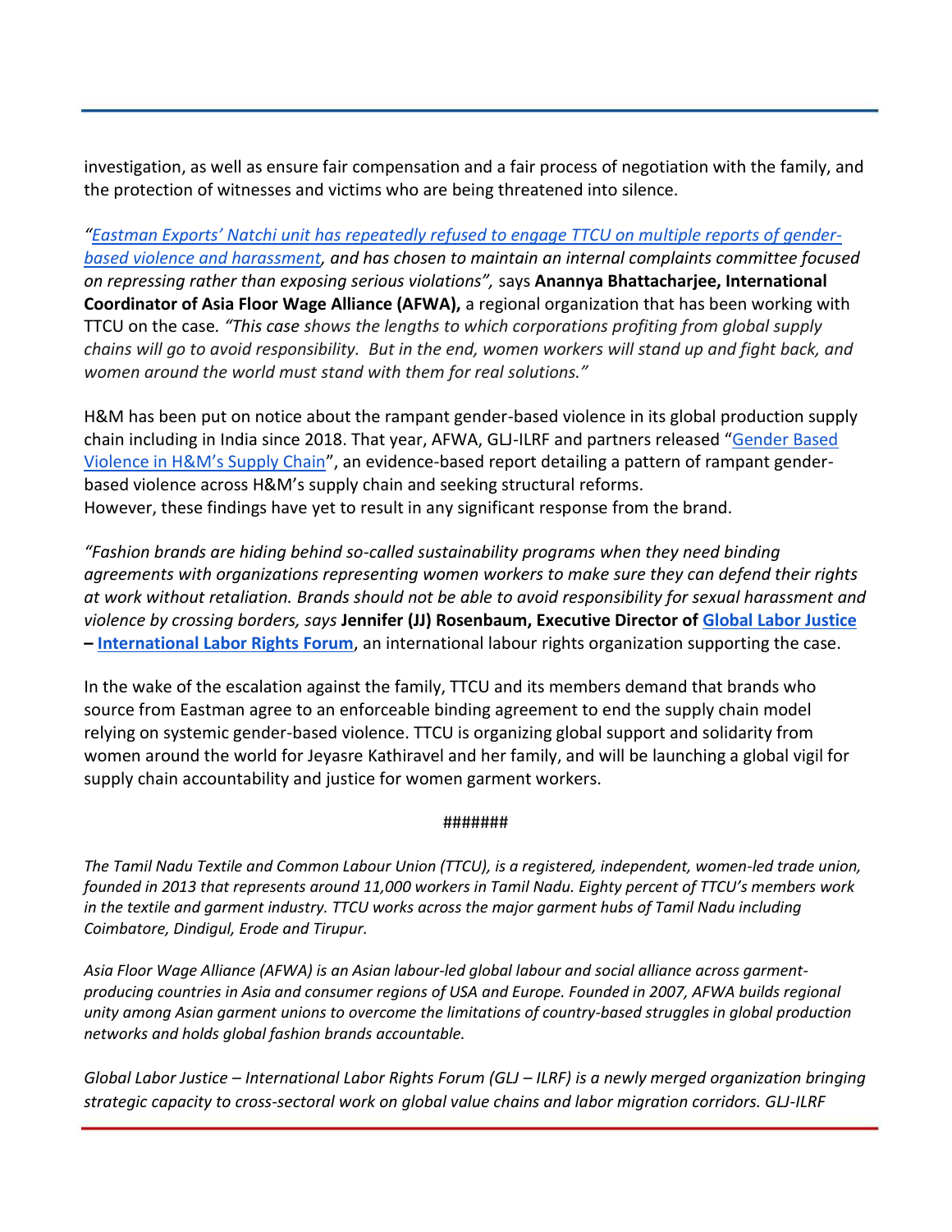investigation, as well as ensure fair compensation and a fair process of negotiation with the family, and the protection of witnesses and victims who are being threatened into silence.

*"Eastman Exports' Natchi unit has repeatedly refused to engage TTCU on multiple reports of gender-based violence and harassment, and has chosen to maintain an internal complaints committee focused on repressing rather than exposing serious violations",* says **Anannya Bhattacharjee, International Coordinator of Asia Floor Wage Alliance (AFWA),** a regional organization that has been working with TTCU on the case. *"This case shows the lengths to which corporations profiting from global supply chains will go to avoid responsibility. But in the end, women workers will stand up and fight back, and women around the world must stand with them for real solutions."*

H&M has been put on notice about the rampant gender-based violence in its global production supply chain including in India since 2018. That year, AFWA, GLJ-ILRF and partners released "Gender Based Violence in H&M's Supply Chain", an evidence-based report detailing a pattern of rampant gender-based violence across H&M's supply chain and seeking structural reforms.
However, these findings have yet to result in any significant response from the brand.

*"Fashion brands are hiding behind so-called sustainability programs when they need binding agreements with organizations representing women workers to make sure they can defend their rights at work without retaliation. Brands should not be able to avoid responsibility for sexual harassment and violence by crossing borders, says* **Jennifer (JJ) Rosenbaum, Executive Director of Global Labor Justice – International Labor Rights Forum**, an international labour rights organization supporting the case.

In the wake of the escalation against the family, TTCU and its members demand that brands who source from Eastman agree to an enforceable binding agreement to end the supply chain model relying on systemic gender-based violence. TTCU is organizing global support and solidarity from women around the world for Jeyasre Kathiravel and her family, and will be launching a global vigil for supply chain accountability and justice for women garment workers.

#######

*The Tamil Nadu Textile and Common Labour Union (TTCU), is a registered, independent, women-led trade union, founded in 2013 that represents around 11,000 workers in Tamil Nadu. Eighty percent of TTCU's members work in the textile and garment industry. TTCU works across the major garment hubs of Tamil Nadu including Coimbatore, Dindigul, Erode and Tirupur.*

*Asia Floor Wage Alliance (AFWA) is an Asian labour-led global labour and social alliance across garment-producing countries in Asia and consumer regions of USA and Europe. Founded in 2007, AFWA builds regional unity among Asian garment unions to overcome the limitations of country-based struggles in global production networks and holds global fashion brands accountable.*

*Global Labor Justice – International Labor Rights Forum (GLJ – ILRF) is a newly merged organization bringing strategic capacity to cross-sectoral work on global value chains and labor migration corridors. GLJ-ILRF*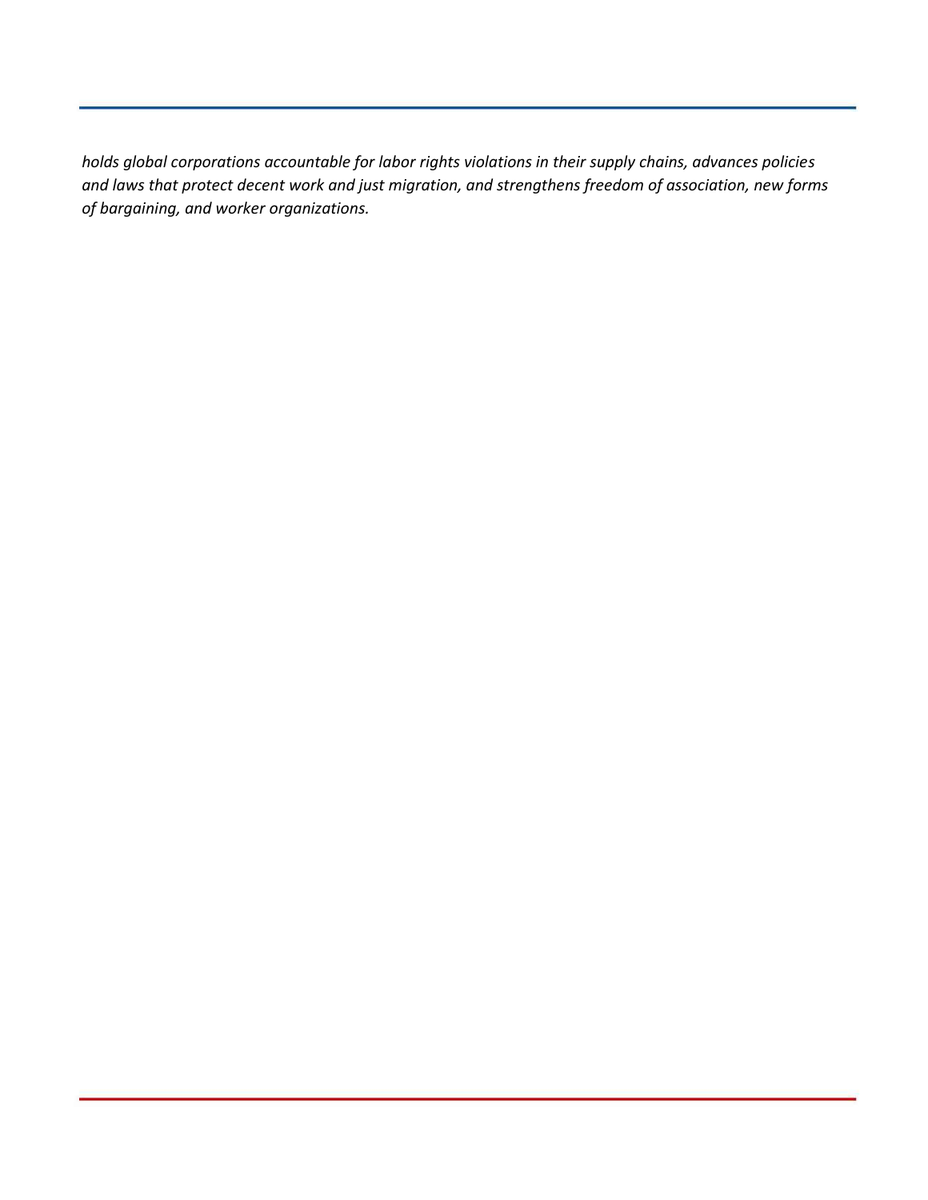*holds global corporations accountable for labor rights violations in their supply chains, advances policies and laws that protect decent work and just migration, and strengthens freedom of association, new forms of bargaining, and worker organizations.*